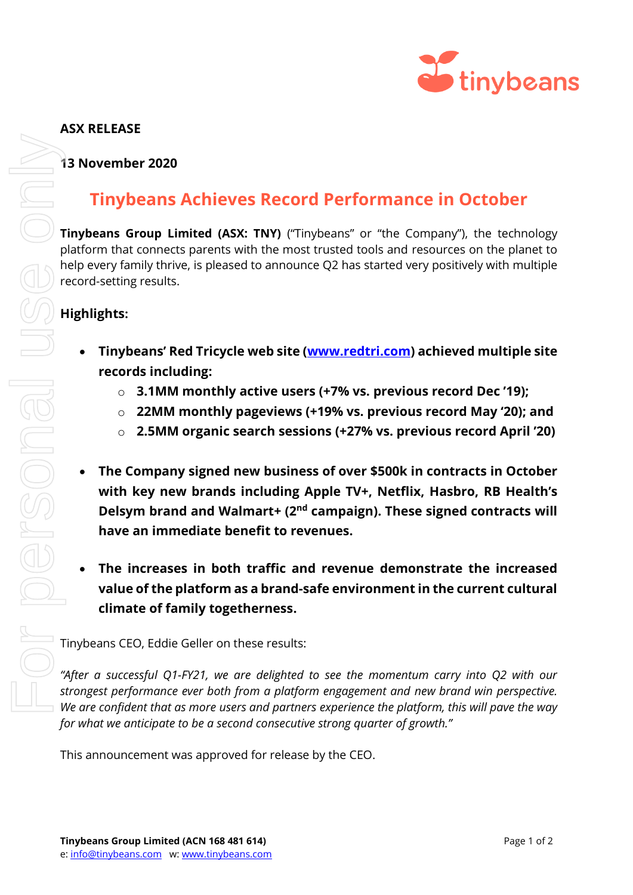**ASX RELEASE**

**13 November 2020**

# Tinybeans Achieves Record Performance in October

**Tinybeans Group Limited (ASX: TNY)** ("Tinybeans" or "the Company"), the technology platform that connects parents with the most trusted tools and resources on the planet to help every family thrive, is pleased to announce Q2 has started very positively with multiple record-setting results.

**Highlights:**

- **Tinybeans' Red Tricycle web site (www.redtri.com) achieved multiple site records including:**
  - **3.1MM monthly active users (+7% vs. previous record Dec '19);**
  - **22MM monthly pageviews (+19% vs. previous record May '20); and**
  - **2.5MM organic search sessions (+27% vs. previous record April '20)**
- **The Company signed new business of over $500k in contracts in October with key new brands including Apple TV+, Netflix, Hasbro, RB Health's Delsym brand and Walmart+ (2nd campaign). These signed contracts will have an immediate benefit to revenues.**
- **The increases in both traffic and revenue demonstrate the increased value of the platform as a brand-safe environment in the current cultural climate of family togetherness.**

Tinybeans CEO, Eddie Geller on these results:

*"After a successful Q1-FY21, we are delighted to see the momentum carry into Q2 with our strongest performance ever both from a platform engagement and new brand win perspective. We are confident that as more users and partners experience the platform, this will pave the way for what we anticipate to be a second consecutive strong quarter of growth."*

This announcement was approved for release by the CEO.

**Tinybeans Group Limited (ACN 168 481 614)**
e: info@tinybeans.com w: www.tinybeans.com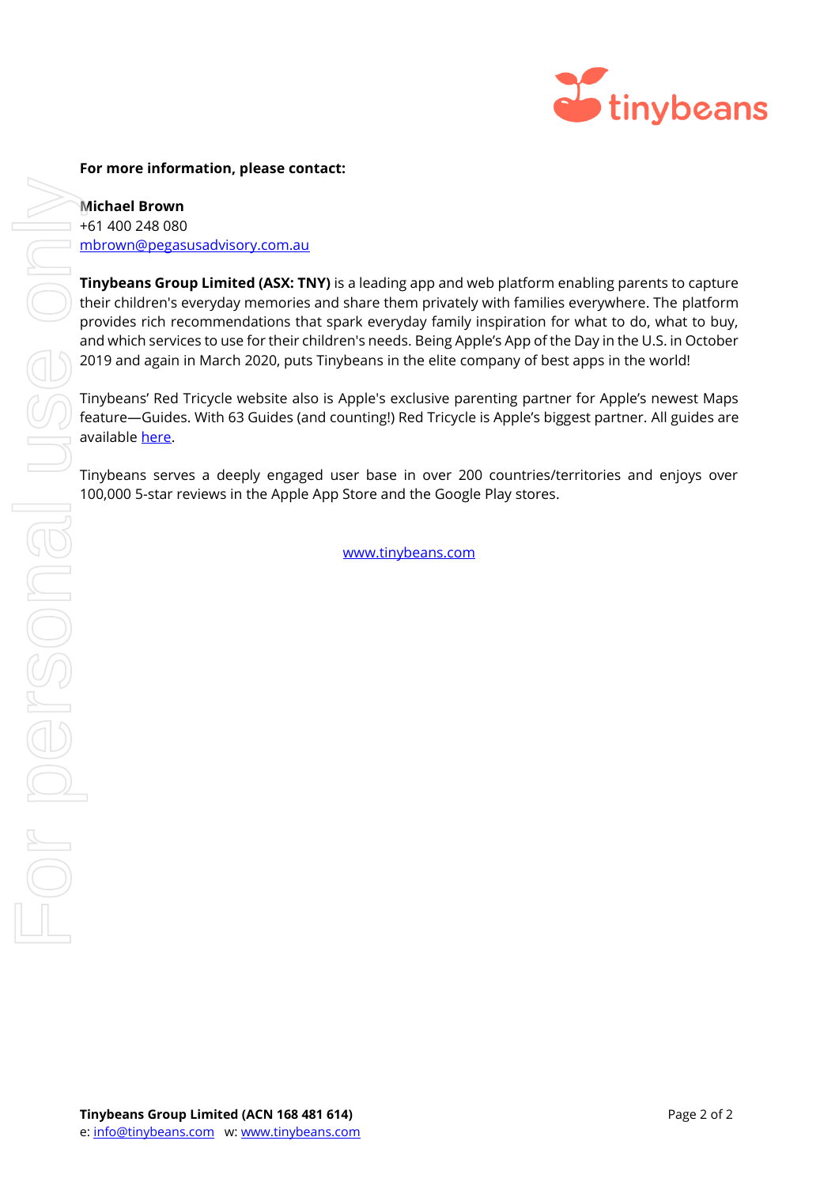**For more information, please contact:**

**Michael Brown**
+61 400 248 080
mbrown@pegasusadvisory.com.au

**Tinybeans Group Limited (ASX: TNY)** is a leading app and web platform enabling parents to capture their children's everyday memories and share them privately with families everywhere. The platform provides rich recommendations that spark everyday family inspiration for what to do, what to buy, and which services to use for their children's needs. Being Apple's App of the Day in the U.S. in October 2019 and again in March 2020, puts Tinybeans in the elite company of best apps in the world!

Tinybeans' Red Tricycle website also is Apple's exclusive parenting partner for Apple's newest Maps feature—Guides. With 63 Guides (and counting!) Red Tricycle is Apple's biggest partner. All guides are available here.

Tinybeans serves a deeply engaged user base in over 200 countries/territories and enjoys over 100,000 5-star reviews in the Apple App Store and the Google Play stores.

www.tinybeans.com